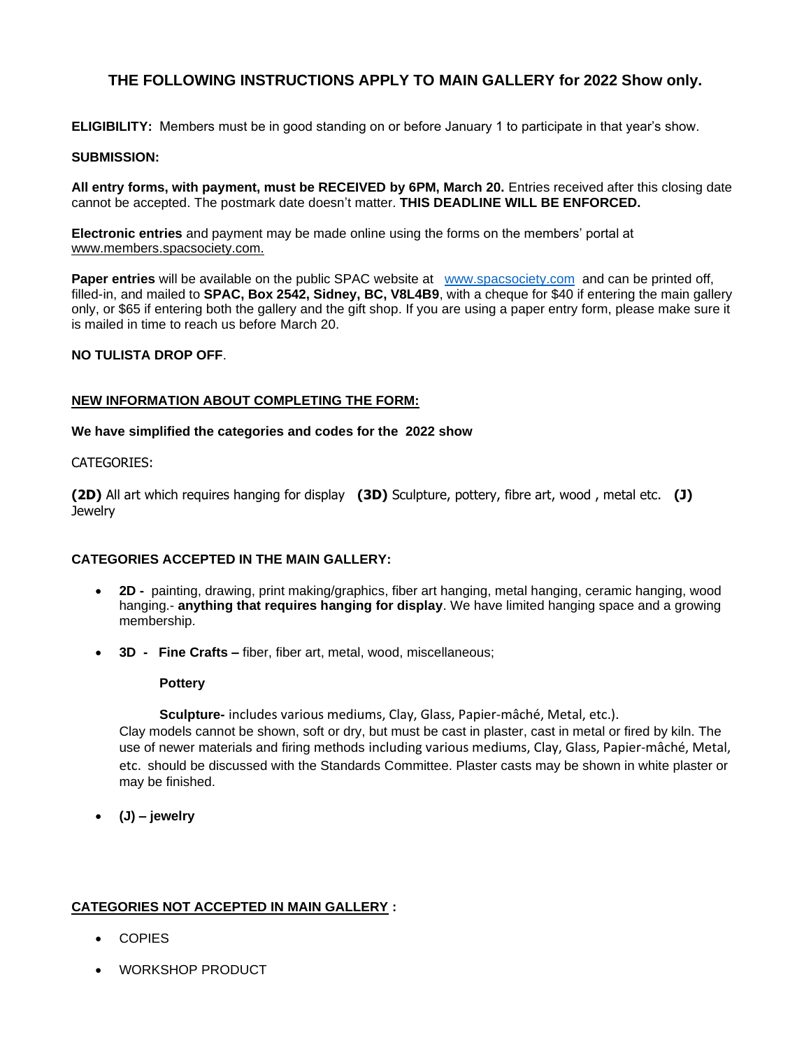## THE FOLLOWING INSTRUCTIONS APPLY TO MAIN GALLERY for 2022 Show only.

**ELIGIBILITY:** Members must be in good standing on or before January 1 to participate in that year's show.

**SUBMISSION:**

**All entry forms, with payment, must be RECEIVED by 6PM, March 20.** Entries received after this closing date cannot be accepted. The postmark date doesn't matter. **THIS DEADLINE WILL BE ENFORCED.**

**Electronic entries** and payment may be made online using the forms on the members' portal at www.members.spacsociety.com.

**Paper entries** will be available on the public SPAC website at www.spacsociety.com and can be printed off, filled-in, and mailed to **SPAC, Box 2542, Sidney, BC, V8L4B9**, with a cheque for $40 if entering the main gallery only, or $65 if entering both the gallery and the gift shop. If you are using a paper entry form, please make sure it is mailed in time to reach us before March 20.

**NO TULISTA DROP OFF**.

**NEW INFORMATION ABOUT COMPLETING THE FORM:**

**We have simplified the categories and codes for the 2022 show**

CATEGORIES:

**(2D)** All art which requires hanging for display **(3D)** Sculpture, pottery, fibre art, wood , metal etc. **(J)** Jewelry

**CATEGORIES ACCEPTED IN THE MAIN GALLERY:**

- **2D -** painting, drawing, print making/graphics, fiber art hanging, metal hanging, ceramic hanging, wood hanging.- **anything that requires hanging for display**. We have limited hanging space and a growing membership.
- **3D - Fine Crafts –** fiber, fiber art, metal, wood, miscellaneous;

  **Pottery**

  **Sculpture-** includes various mediums, Clay, Glass, Papier-mâché, Metal, etc.).
  Clay models cannot be shown, soft or dry, but must be cast in plaster, cast in metal or fired by kiln. The use of newer materials and firing methods including various mediums, Clay, Glass, Papier-mâché, Metal, etc. should be discussed with the Standards Committee. Plaster casts may be shown in white plaster or may be finished.
- **(J) – jewelry**

**CATEGORIES NOT ACCEPTED IN MAIN GALLERY :**

- COPIES
- WORKSHOP PRODUCT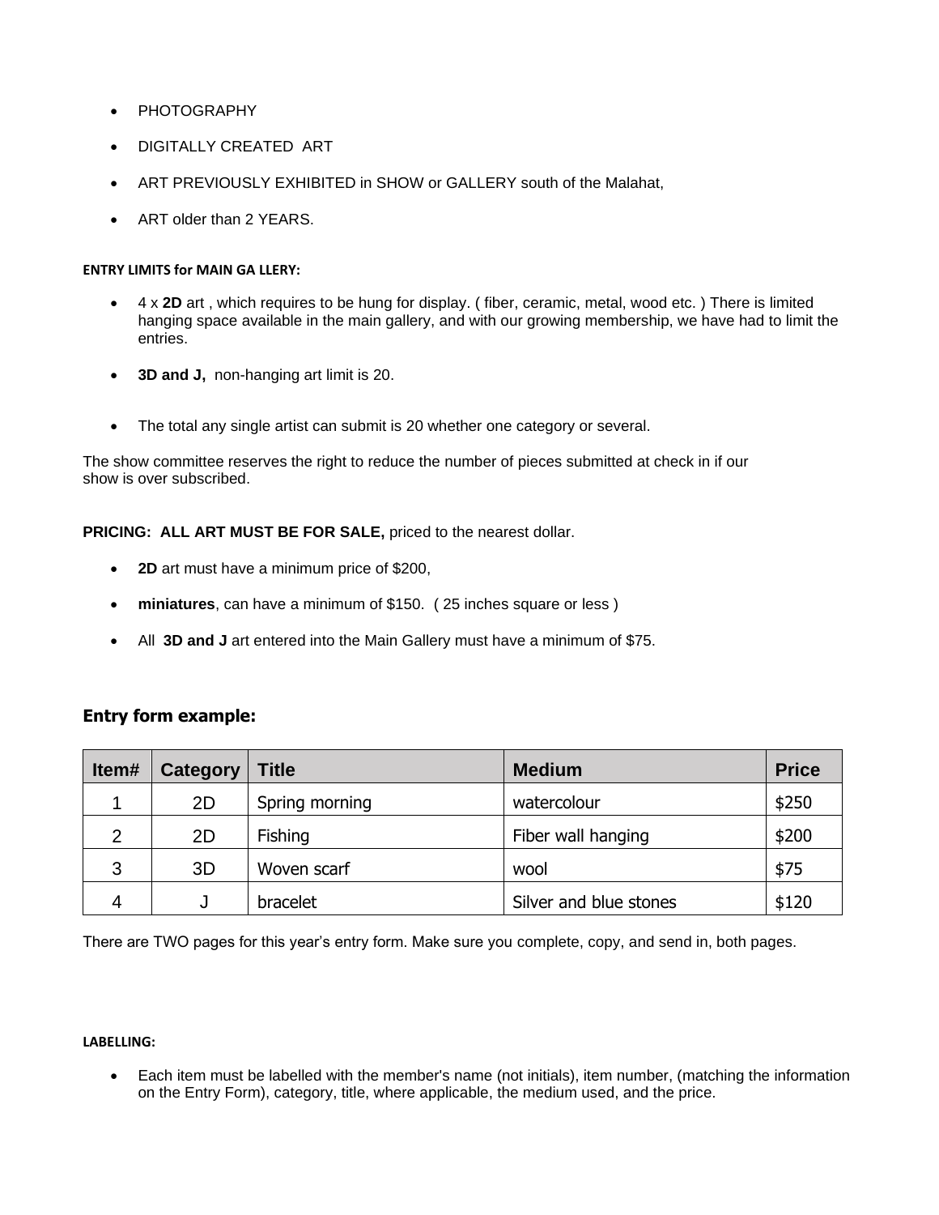- PHOTOGRAPHY
- DIGITALLY CREATED ART
- ART PREVIOUSLY EXHIBITED in SHOW or GALLERY south of the Malahat,
- ART older than 2 YEARS.

**ENTRY LIMITS for MAIN GA LLERY:**

- 4 x **2D** art , which requires to be hung for display. ( fiber, ceramic, metal, wood etc. ) There is limited hanging space available in the main gallery, and with our growing membership, we have had to limit the entries.
- **3D and J,** non-hanging art limit is 20.
- The total any single artist can submit is 20 whether one category or several.

The show committee reserves the right to reduce the number of pieces submitted at check in if our show is over subscribed.

**PRICING: ALL ART MUST BE FOR SALE,** priced to the nearest dollar.

- **2D** art must have a minimum price of $200,
- **miniatures**, can have a minimum of $150. ( 25 inches square or less )
- All **3D and J** art entered into the Main Gallery must have a minimum of $75.

## Entry form example:

| Item# | Category | Title | Medium | Price |
|---|---|---|---|---|
| 1 | 2D | Spring morning | watercolour | $250 |
| 2 | 2D | Fishing | Fiber wall hanging | $200 |
| 3 | 3D | Woven scarf | wool | $75 |
| 4 | J | bracelet | Silver and blue stones | $120 |

There are TWO pages for this year's entry form. Make sure you complete, copy, and send in, both pages.

**LABELLING:**

- Each item must be labelled with the member's name (not initials), item number, (matching the information on the Entry Form), category, title, where applicable, the medium used, and the price.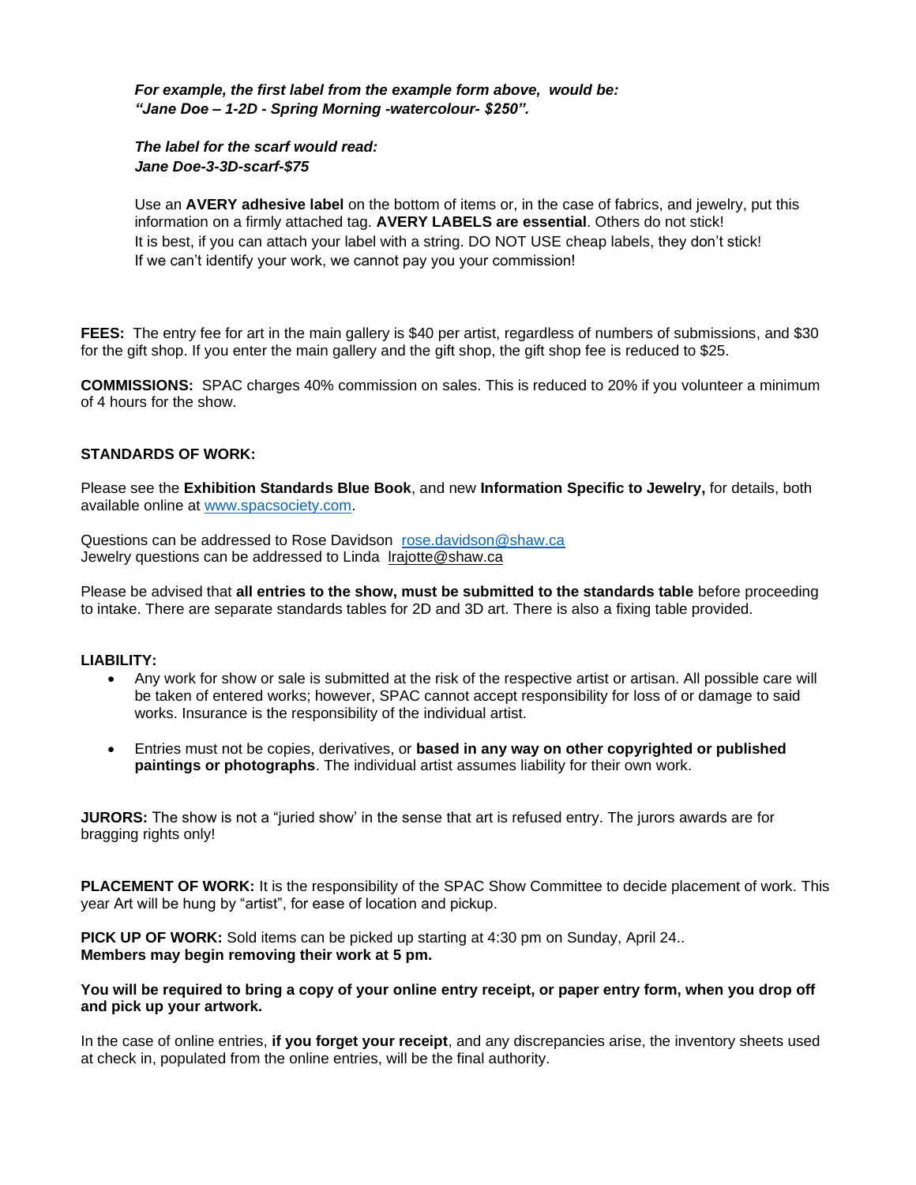***For example, the first label from the example form above, would be:***
***"Jane Doe – 1-2D - Spring Morning -watercolour- $250".***

***The label for the scarf would read:***
***Jane Doe-3-3D-scarf-$75***

Use an **AVERY adhesive label** on the bottom of items or, in the case of fabrics, and jewelry, put this information on a firmly attached tag. **AVERY LABELS are essential**. Others do not stick!
It is best, if you can attach your label with a string. DO NOT USE cheap labels, they don't stick!
If we can't identify your work, we cannot pay you your commission!

**FEES:** The entry fee for art in the main gallery is $40 per artist, regardless of numbers of submissions, and $30 for the gift shop. If you enter the main gallery and the gift shop, the gift shop fee is reduced to $25.

**COMMISSIONS:** SPAC charges 40% commission on sales. This is reduced to 20% if you volunteer a minimum of 4 hours for the show.

**STANDARDS OF WORK:**

Please see the **Exhibition Standards Blue Book**, and new **Information Specific to Jewelry,** for details, both available online at www.spacsociety.com.

Questions can be addressed to Rose Davidson rose.davidson@shaw.ca
Jewelry questions can be addressed to Linda lrajotte@shaw.ca

Please be advised that **all entries to the show, must be submitted to the standards table** before proceeding to intake. There are separate standards tables for 2D and 3D art. There is also a fixing table provided.

**LIABILITY:**

- Any work for show or sale is submitted at the risk of the respective artist or artisan. All possible care will be taken of entered works; however, SPAC cannot accept responsibility for loss of or damage to said works. Insurance is the responsibility of the individual artist.

- Entries must not be copies, derivatives, or **based in any way on other copyrighted or published paintings or photographs**. The individual artist assumes liability for their own work.

**JURORS:** The show is not a "juried show' in the sense that art is refused entry. The jurors awards are for bragging rights only!

**PLACEMENT OF WORK:** It is the responsibility of the SPAC Show Committee to decide placement of work. This year Art will be hung by "artist", for ease of location and pickup.

**PICK UP OF WORK:** Sold items can be picked up starting at 4:30 pm on Sunday, April 24..
**Members may begin removing their work at 5 pm.**

**You will be required to bring a copy of your online entry receipt, or paper entry form, when you drop off and pick up your artwork.**

In the case of online entries, **if you forget your receipt**, and any discrepancies arise, the inventory sheets used at check in, populated from the online entries, will be the final authority.